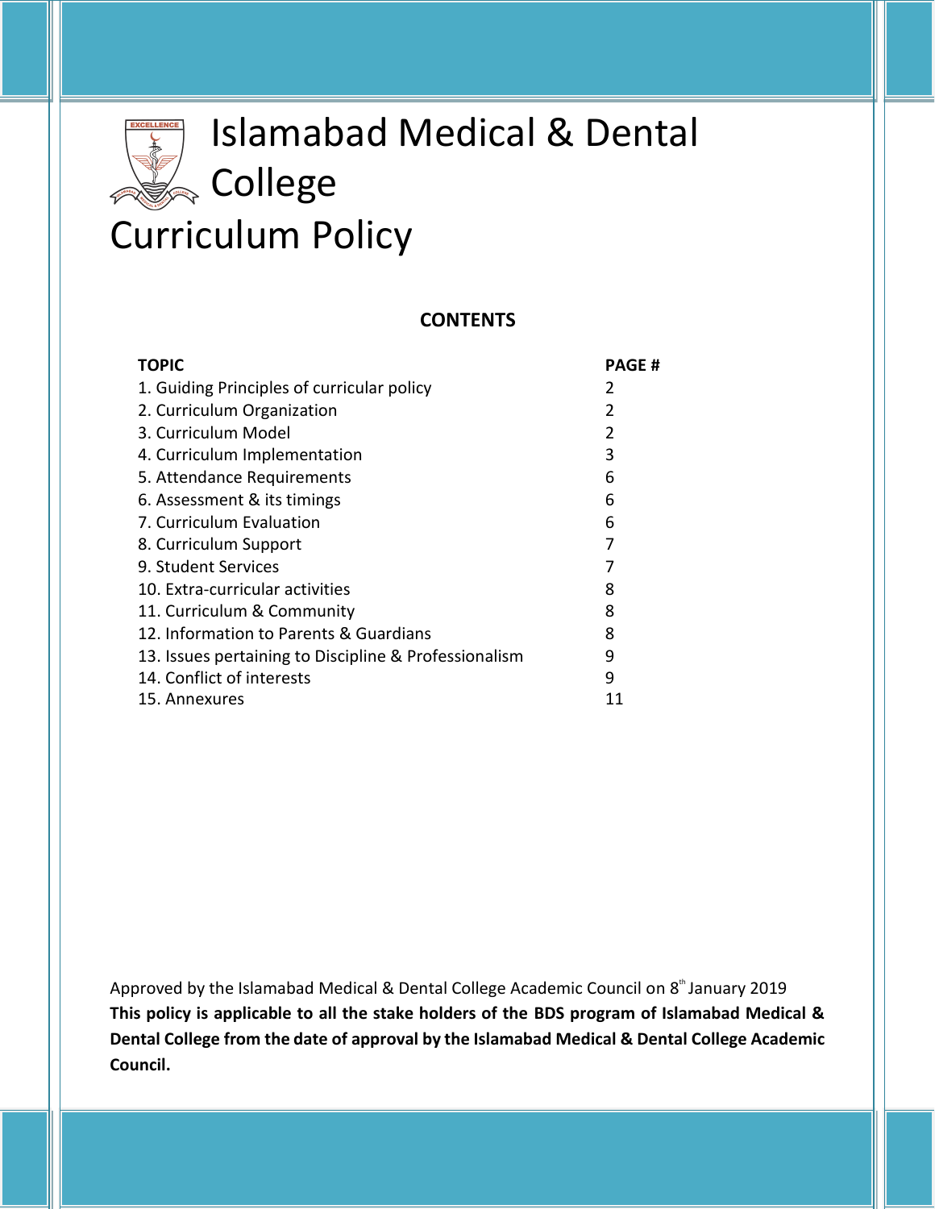# Islamabad Medical & Dental College

# Curriculum Policy

## CONTENTS

| TOPIC | PAGE # |
|---|---|
| 1. Guiding Principles of curricular policy | 2 |
| 2. Curriculum Organization | 2 |
| 3. Curriculum Model | 2 |
| 4. Curriculum Implementation | 3 |
| 5. Attendance Requirements | 6 |
| 6. Assessment & its timings | 6 |
| 7. Curriculum Evaluation | 6 |
| 8. Curriculum Support | 7 |
| 9. Student Services | 7 |
| 10. Extra-curricular activities | 8 |
| 11. Curriculum & Community | 8 |
| 12. Information to Parents & Guardians | 8 |
| 13. Issues pertaining to Discipline & Professionalism | 9 |
| 14. Conflict of interests | 9 |
| 15. Annexures | 11 |

Approved by the Islamabad Medical & Dental College Academic Council on 8th January 2019

**This policy is applicable to all the stake holders of the BDS program of Islamabad Medical & Dental College from the date of approval by the Islamabad Medical & Dental College Academic Council.**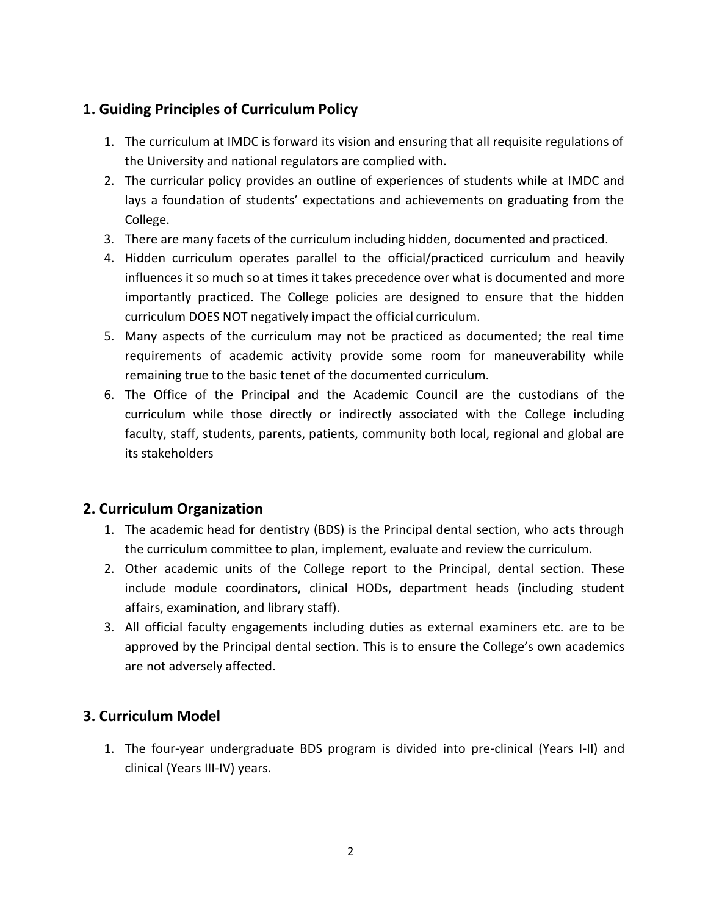## 1. Guiding Principles of Curriculum Policy

1. The curriculum at IMDC is forward its vision and ensuring that all requisite regulations of the University and national regulators are complied with.
2. The curricular policy provides an outline of experiences of students while at IMDC and lays a foundation of students' expectations and achievements on graduating from the College.
3. There are many facets of the curriculum including hidden, documented and practiced.
4. Hidden curriculum operates parallel to the official/practiced curriculum and heavily influences it so much so at times it takes precedence over what is documented and more importantly practiced. The College policies are designed to ensure that the hidden curriculum DOES NOT negatively impact the official curriculum.
5. Many aspects of the curriculum may not be practiced as documented; the real time requirements of academic activity provide some room for maneuverability while remaining true to the basic tenet of the documented curriculum.
6. The Office of the Principal and the Academic Council are the custodians of the curriculum while those directly or indirectly associated with the College including faculty, staff, students, parents, patients, community both local, regional and global are its stakeholders

## 2. Curriculum Organization

1. The academic head for dentistry (BDS) is the Principal dental section, who acts through the curriculum committee to plan, implement, evaluate and review the curriculum.
2. Other academic units of the College report to the Principal, dental section. These include module coordinators, clinical HODs, department heads (including student affairs, examination, and library staff).
3. All official faculty engagements including duties as external examiners etc. are to be approved by the Principal dental section. This is to ensure the College's own academics are not adversely affected.

## 3. Curriculum Model

1. The four-year undergraduate BDS program is divided into pre-clinical (Years I-II) and clinical (Years III-IV) years.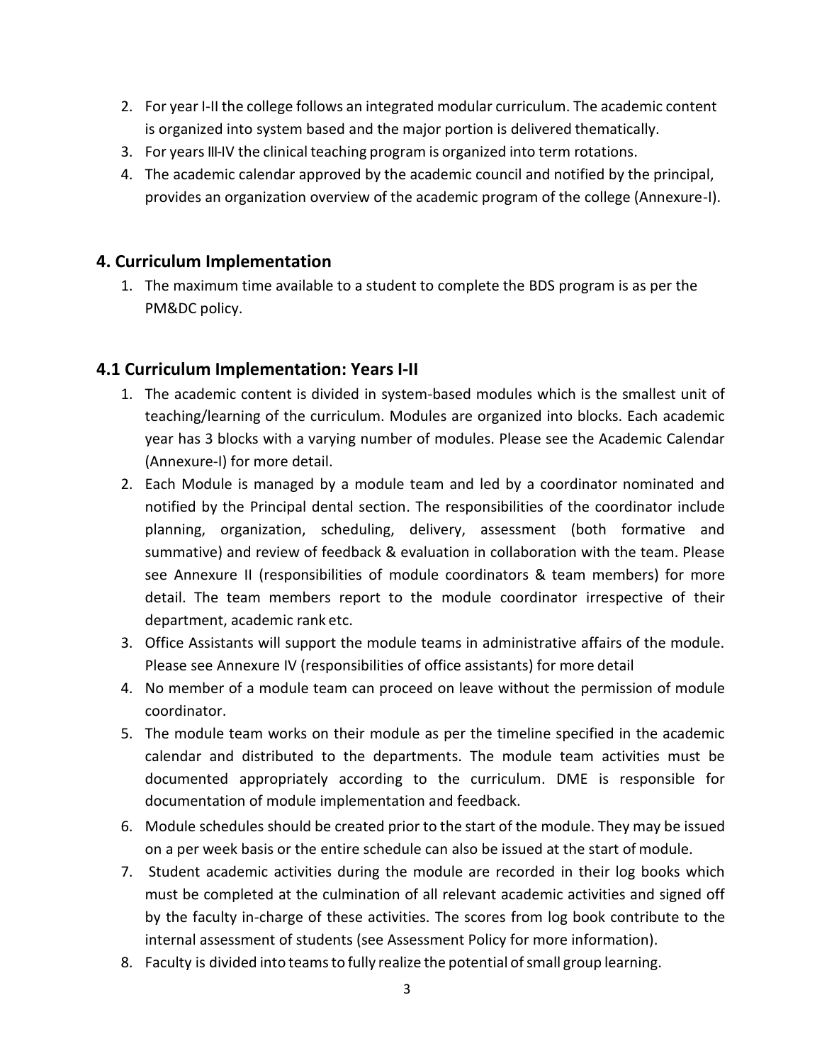2. For year I-II the college follows an integrated modular curriculum. The academic content is organized into system based and the major portion is delivered thematically.
3. For years III-IV the clinical teaching program is organized into term rotations.
4. The academic calendar approved by the academic council and notified by the principal, provides an organization overview of the academic program of the college (Annexure-I).

## 4. Curriculum Implementation

1. The maximum time available to a student to complete the BDS program is as per the PM&DC policy.

## 4.1 Curriculum Implementation: Years I-II

1. The academic content is divided in system-based modules which is the smallest unit of teaching/learning of the curriculum. Modules are organized into blocks. Each academic year has 3 blocks with a varying number of modules. Please see the Academic Calendar (Annexure-I) for more detail.
2. Each Module is managed by a module team and led by a coordinator nominated and notified by the Principal dental section. The responsibilities of the coordinator include planning, organization, scheduling, delivery, assessment (both formative and summative) and review of feedback & evaluation in collaboration with the team. Please see Annexure II (responsibilities of module coordinators & team members) for more detail. The team members report to the module coordinator irrespective of their department, academic rank etc.
3. Office Assistants will support the module teams in administrative affairs of the module. Please see Annexure IV (responsibilities of office assistants) for more detail
4. No member of a module team can proceed on leave without the permission of module coordinator.
5. The module team works on their module as per the timeline specified in the academic calendar and distributed to the departments. The module team activities must be documented appropriately according to the curriculum. DME is responsible for documentation of module implementation and feedback.
6. Module schedules should be created prior to the start of the module. They may be issued on a per week basis or the entire schedule can also be issued at the start of module.
7. Student academic activities during the module are recorded in their log books which must be completed at the culmination of all relevant academic activities and signed off by the faculty in-charge of these activities. The scores from log book contribute to the internal assessment of students (see Assessment Policy for more information).
8. Faculty is divided into teams to fully realize the potential of small group learning.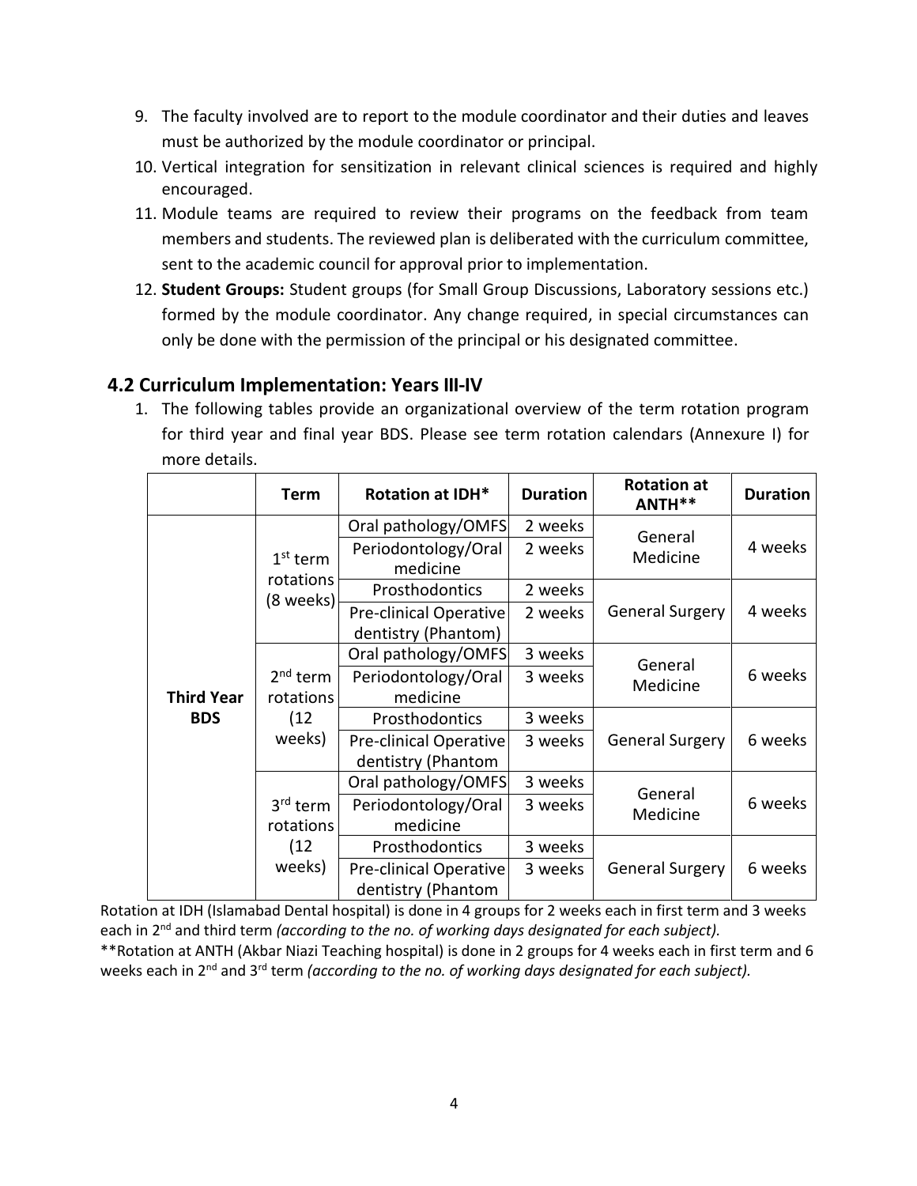9. The faculty involved are to report to the module coordinator and their duties and leaves must be authorized by the module coordinator or principal.
10. Vertical integration for sensitization in relevant clinical sciences is required and highly encouraged.
11. Module teams are required to review their programs on the feedback from team members and students. The reviewed plan is deliberated with the curriculum committee, sent to the academic council for approval prior to implementation.
12. **Student Groups:** Student groups (for Small Group Discussions, Laboratory sessions etc.) formed by the module coordinator. Any change required, in special circumstances can only be done with the permission of the principal or his designated committee.

## 4.2 Curriculum Implementation: Years III-IV

1. The following tables provide an organizational overview of the term rotation program for third year and final year BDS. Please see term rotation calendars (Annexure I) for more details.

| | Term | Rotation at IDH* | Duration | Rotation at ANTH** | Duration |
|---|---|---|---|---|---|
| **Third Year BDS** | 1st term rotations (8 weeks) | Oral pathology/OMFS | 2 weeks | General Medicine | 4 weeks |
| | | Periodontology/Oral medicine | 2 weeks | | |
| | | Prosthodontics | 2 weeks | General Surgery | 4 weeks |
| | | Pre-clinical Operative dentistry (Phantom) | 2 weeks | | |
| | 2nd term rotations (12 weeks) | Oral pathology/OMFS | 3 weeks | General Medicine | 6 weeks |
| | | Periodontology/Oral medicine | 3 weeks | | |
| | | Prosthodontics | 3 weeks | General Surgery | 6 weeks |
| | | Pre-clinical Operative dentistry (Phantom | 3 weeks | | |
| | 3rd term rotations (12 weeks) | Oral pathology/OMFS | 3 weeks | General Medicine | 6 weeks |
| | | Periodontology/Oral medicine | 3 weeks | | |
| | | Prosthodontics | 3 weeks | General Surgery | 6 weeks |
| | | Pre-clinical Operative dentistry (Phantom | 3 weeks | | |

Rotation at IDH (Islamabad Dental hospital) is done in 4 groups for 2 weeks each in first term and 3 weeks each in 2nd and third term *(according to the no. of working days designated for each subject).*

**Rotation at ANTH (Akbar Niazi Teaching hospital) is done in 2 groups for 4 weeks each in first term and 6 weeks each in 2nd and 3rd term *(according to the no. of working days designated for each subject).*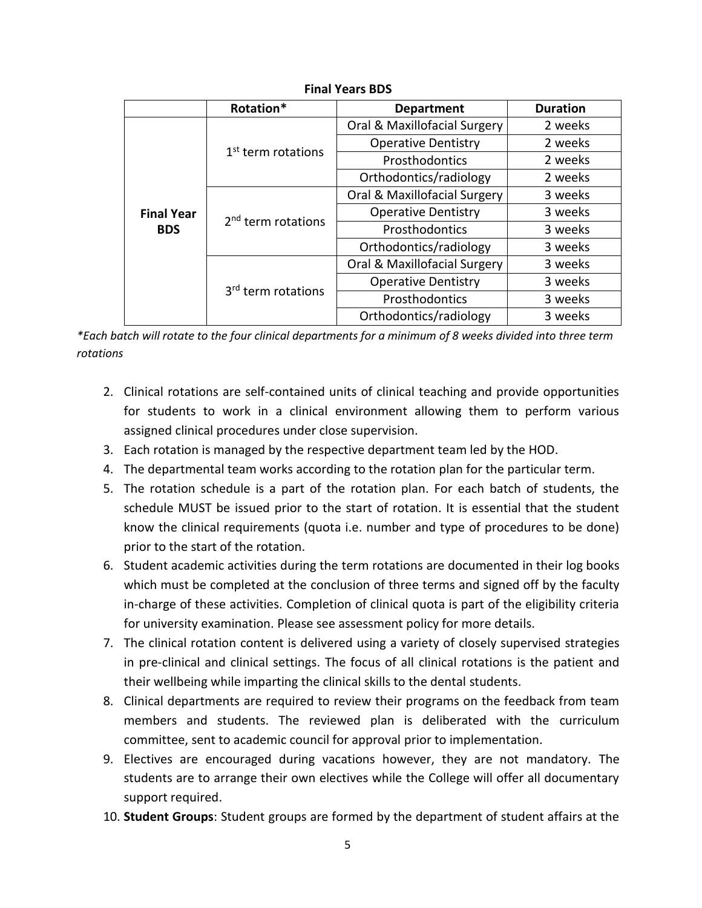**Final Years BDS**

| | Rotation* | Department | Duration |
|---|---|---|---|
| Final Year BDS | 1st term rotations | Oral & Maxillofacial Surgery | 2 weeks |
| | | Operative Dentistry | 2 weeks |
| | | Prosthodontics | 2 weeks |
| | | Orthodontics/radiology | 2 weeks |
| | 2nd term rotations | Oral & Maxillofacial Surgery | 3 weeks |
| | | Operative Dentistry | 3 weeks |
| | | Prosthodontics | 3 weeks |
| | | Orthodontics/radiology | 3 weeks |
| | 3rd term rotations | Oral & Maxillofacial Surgery | 3 weeks |
| | | Operative Dentistry | 3 weeks |
| | | Prosthodontics | 3 weeks |
| | | Orthodontics/radiology | 3 weeks |

*\*Each batch will rotate to the four clinical departments for a minimum of 8 weeks divided into three term rotations*

2. Clinical rotations are self-contained units of clinical teaching and provide opportunities for students to work in a clinical environment allowing them to perform various assigned clinical procedures under close supervision.
3. Each rotation is managed by the respective department team led by the HOD.
4. The departmental team works according to the rotation plan for the particular term.
5. The rotation schedule is a part of the rotation plan. For each batch of students, the schedule MUST be issued prior to the start of rotation. It is essential that the student know the clinical requirements (quota i.e. number and type of procedures to be done) prior to the start of the rotation.
6. Student academic activities during the term rotations are documented in their log books which must be completed at the conclusion of three terms and signed off by the faculty in-charge of these activities. Completion of clinical quota is part of the eligibility criteria for university examination. Please see assessment policy for more details.
7. The clinical rotation content is delivered using a variety of closely supervised strategies in pre-clinical and clinical settings. The focus of all clinical rotations is the patient and their wellbeing while imparting the clinical skills to the dental students.
8. Clinical departments are required to review their programs on the feedback from team members and students. The reviewed plan is deliberated with the curriculum committee, sent to academic council for approval prior to implementation.
9. Electives are encouraged during vacations however, they are not mandatory. The students are to arrange their own electives while the College will offer all documentary support required.
10. **Student Groups**: Student groups are formed by the department of student affairs at the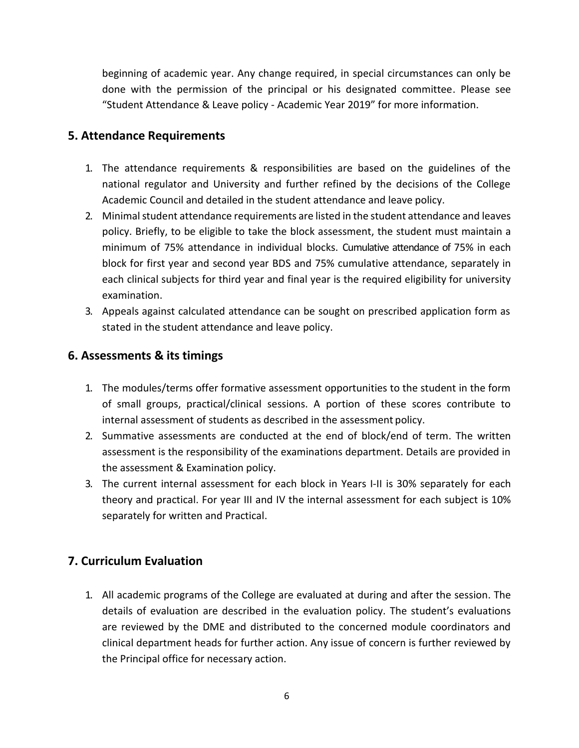beginning of academic year. Any change required, in special circumstances can only be done with the permission of the principal or his designated committee. Please see "Student Attendance & Leave policy - Academic Year 2019" for more information.

## 5. Attendance Requirements

1. The attendance requirements & responsibilities are based on the guidelines of the national regulator and University and further refined by the decisions of the College Academic Council and detailed in the student attendance and leave policy.
2. Minimal student attendance requirements are listed in the student attendance and leaves policy. Briefly, to be eligible to take the block assessment, the student must maintain a minimum of 75% attendance in individual blocks. Cumulative attendance of 75% in each block for first year and second year BDS and 75% cumulative attendance, separately in each clinical subjects for third year and final year is the required eligibility for university examination.
3. Appeals against calculated attendance can be sought on prescribed application form as stated in the student attendance and leave policy.

## 6. Assessments & its timings

1. The modules/terms offer formative assessment opportunities to the student in the form of small groups, practical/clinical sessions. A portion of these scores contribute to internal assessment of students as described in the assessment policy.
2. Summative assessments are conducted at the end of block/end of term. The written assessment is the responsibility of the examinations department. Details are provided in the assessment & Examination policy.
3. The current internal assessment for each block in Years I-II is 30% separately for each theory and practical. For year III and IV the internal assessment for each subject is 10% separately for written and Practical.

## 7. Curriculum Evaluation

1. All academic programs of the College are evaluated at during and after the session. The details of evaluation are described in the evaluation policy. The student's evaluations are reviewed by the DME and distributed to the concerned module coordinators and clinical department heads for further action. Any issue of concern is further reviewed by the Principal office for necessary action.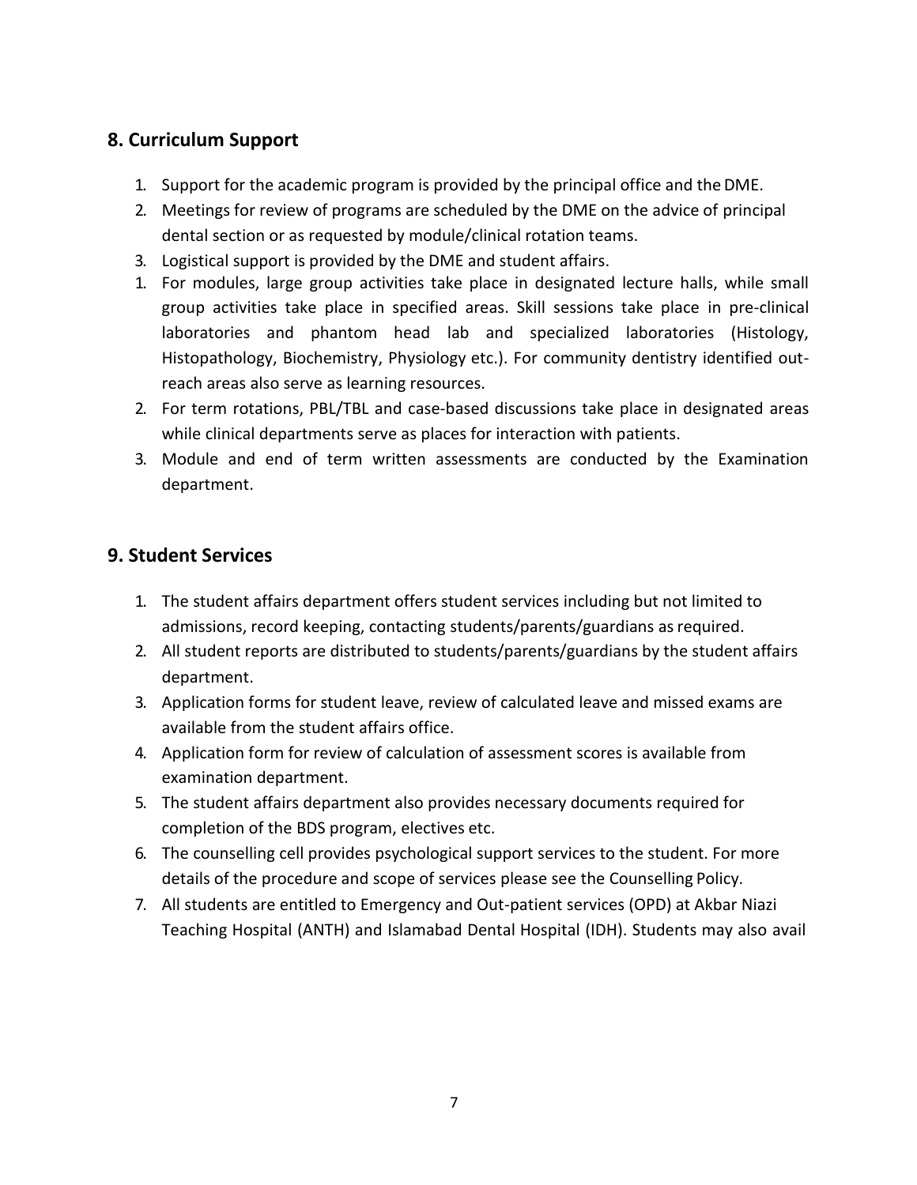## 8. Curriculum Support

1. Support for the academic program is provided by the principal office and the DME.
2. Meetings for review of programs are scheduled by the DME on the advice of principal dental section or as requested by module/clinical rotation teams.
3. Logistical support is provided by the DME and student affairs.
1. For modules, large group activities take place in designated lecture halls, while small group activities take place in specified areas. Skill sessions take place in pre-clinical laboratories and phantom head lab and specialized laboratories (Histology, Histopathology, Biochemistry, Physiology etc.). For community dentistry identified out-reach areas also serve as learning resources.
2. For term rotations, PBL/TBL and case-based discussions take place in designated areas while clinical departments serve as places for interaction with patients.
3. Module and end of term written assessments are conducted by the Examination department.

## 9. Student Services

1. The student affairs department offers student services including but not limited to admissions, record keeping, contacting students/parents/guardians as required.
2. All student reports are distributed to students/parents/guardians by the student affairs department.
3. Application forms for student leave, review of calculated leave and missed exams are available from the student affairs office.
4. Application form for review of calculation of assessment scores is available from examination department.
5. The student affairs department also provides necessary documents required for completion of the BDS program, electives etc.
6. The counselling cell provides psychological support services to the student. For more details of the procedure and scope of services please see the Counselling Policy.
7. All students are entitled to Emergency and Out-patient services (OPD) at Akbar Niazi Teaching Hospital (ANTH) and Islamabad Dental Hospital (IDH). Students may also avail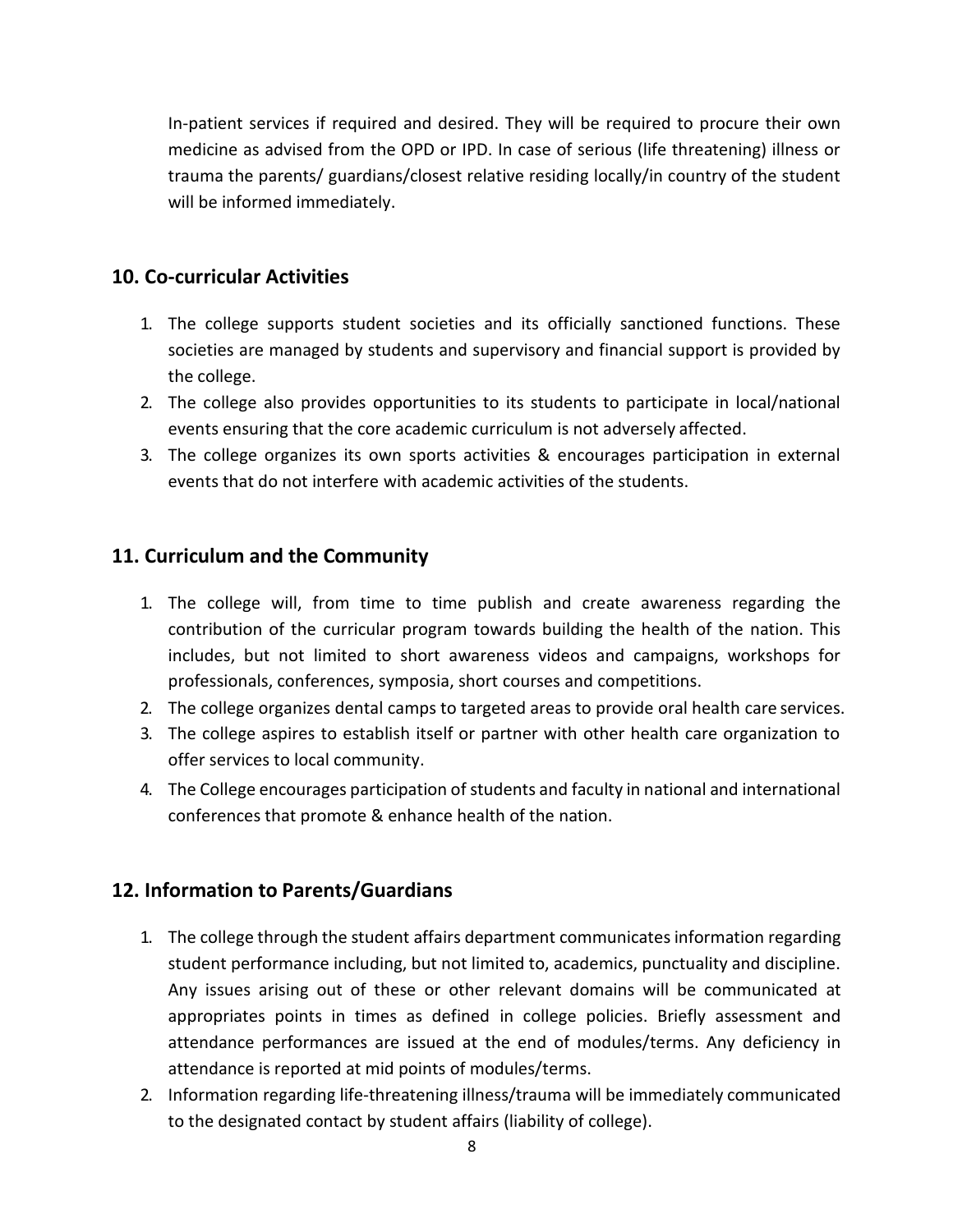In-patient services if required and desired. They will be required to procure their own medicine as advised from the OPD or IPD. In case of serious (life threatening) illness or trauma the parents/ guardians/closest relative residing locally/in country of the student will be informed immediately.

## 10. Co-curricular Activities

1. The college supports student societies and its officially sanctioned functions. These societies are managed by students and supervisory and financial support is provided by the college.
2. The college also provides opportunities to its students to participate in local/national events ensuring that the core academic curriculum is not adversely affected.
3. The college organizes its own sports activities & encourages participation in external events that do not interfere with academic activities of the students.

## 11. Curriculum and the Community

1. The college will, from time to time publish and create awareness regarding the contribution of the curricular program towards building the health of the nation. This includes, but not limited to short awareness videos and campaigns, workshops for professionals, conferences, symposia, short courses and competitions.
2. The college organizes dental camps to targeted areas to provide oral health care services.
3. The college aspires to establish itself or partner with other health care organization to offer services to local community.
4. The College encourages participation of students and faculty in national and international conferences that promote & enhance health of the nation.

## 12. Information to Parents/Guardians

1. The college through the student affairs department communicates information regarding student performance including, but not limited to, academics, punctuality and discipline. Any issues arising out of these or other relevant domains will be communicated at appropriates points in times as defined in college policies. Briefly assessment and attendance performances are issued at the end of modules/terms. Any deficiency in attendance is reported at mid points of modules/terms.
2. Information regarding life-threatening illness/trauma will be immediately communicated to the designated contact by student affairs (liability of college).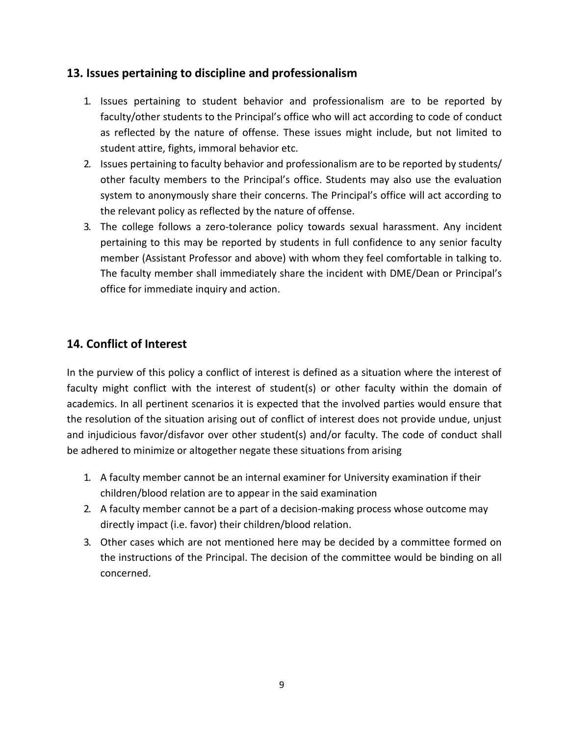## 13. Issues pertaining to discipline and professionalism

1. Issues pertaining to student behavior and professionalism are to be reported by faculty/other students to the Principal's office who will act according to code of conduct as reflected by the nature of offense. These issues might include, but not limited to student attire, fights, immoral behavior etc.
2. Issues pertaining to faculty behavior and professionalism are to be reported by students/ other faculty members to the Principal's office. Students may also use the evaluation system to anonymously share their concerns. The Principal's office will act according to the relevant policy as reflected by the nature of offense.
3. The college follows a zero-tolerance policy towards sexual harassment. Any incident pertaining to this may be reported by students in full confidence to any senior faculty member (Assistant Professor and above) with whom they feel comfortable in talking to. The faculty member shall immediately share the incident with DME/Dean or Principal's office for immediate inquiry and action.

## 14. Conflict of Interest

In the purview of this policy a conflict of interest is defined as a situation where the interest of faculty might conflict with the interest of student(s) or other faculty within the domain of academics. In all pertinent scenarios it is expected that the involved parties would ensure that the resolution of the situation arising out of conflict of interest does not provide undue, unjust and injudicious favor/disfavor over other student(s) and/or faculty. The code of conduct shall be adhered to minimize or altogether negate these situations from arising

1. A faculty member cannot be an internal examiner for University examination if their children/blood relation are to appear in the said examination
2. A faculty member cannot be a part of a decision-making process whose outcome may directly impact (i.e. favor) their children/blood relation.
3. Other cases which are not mentioned here may be decided by a committee formed on the instructions of the Principal. The decision of the committee would be binding on all concerned.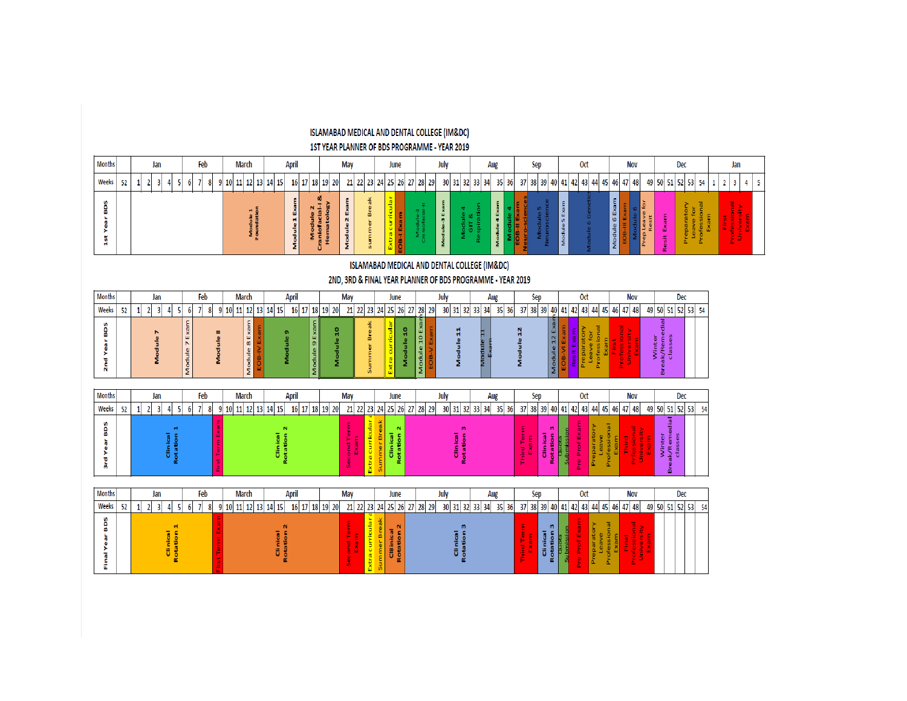# ISLAMABAD MEDICAL AND DENTAL COLLEGE (IM&DC)

## 1ST YEAR PLANNER OF BDS PROGRAMME - YEAR 2019

| Months | Jan | Feb | March | April | May | June | July | Aug | Sep | Oct | Nov | Dec | Jan |
|---|---|---|---|---|---|---|---|---|---|---|---|---|---|
| Weeks | 52, 1, 2, 3, 4, 5 | 6, 7, 8 | 9, 10, 11, 12, 13 | 14, 15, 16, 17, 18 | 19, 20, 21, 22 | 23, 24, 25, 26, 27 | 28, 29, 30, 31, 32 | 33, 34, 35, 36 | 37, 38, 39, 40 | 41, 42, 43, 44, 45 | 46, 47, 48 | 49, 50, 51, 52, 53, 54 | 1, 2, 3, 4, 5 |

**1st Year BDS:** Module 1 Foundation; Module 1 Exam; Module 2 Craniofacial-I & Hematology; Module 2 Exam; summer Break; Extra curricular; EOB-I Exam; Module-3 Craniofacial-II; Module-3 Exam; Module 4 GIT & Respiration; Module 4 Exam; Module 4 EOB-II Exam; Neuro-sciences; Module 5 Neuroscience; Module 5 Exam; Module 6 Genetics; Module 6 Exam; EOB-III Exam; Module 6; Prep Leave for Resit; Resit Exam; Preparatory Leave for Professional Exam; First Professional University Exam

# ISLAMABAD MEDICAL AND DENTAL COLLEGE (IM&DC)

## 2ND, 3RD & FINAL YEAR PLANNER OF BDS PROGRAMME - YEAR 2019

| Months | Jan | Feb | March | April | May | June | July | Aug | Sep | Oct | Nov | Dec |
|---|---|---|---|---|---|---|---|---|---|---|---|---|
| Weeks | 52, 1, 2, 3, 4, 5 | 6, 7, 8 | 9, 10, 11, 12, 13 | 14, 15, 16, 17, 18 | 19, 20, 21, 22 | 23, 24, 25, 26, 27 | 28, 29, 30, 31, 32 | 33, 34, 35, 36 | 37, 38, 39, 40 | 41, 42, 43, 44, 45 | 46, 47, 48 | 49, 50, 51, 52, 53, 54 |

**2nd Year BDS:** Module 7; Module 7 Exam; Module 8; Module 8 Exam; EOB-IV Exam; Module 9; Module 9 Exam; Module 10; Summer Break; Extra curricular; Module 10; Module 10 Exam; EOB-V Exam; Module 11; Module 11 Exam; Module 12; Module 12 Exam; EOB-VI Exam; Resit Exam; Preparatory Leave for Professional Exam; First Professional University Exam; Winter Break/Remedial classes

**3rd Year BDS:** Clinical Rotation 1; First Term Exam; Clinical Rotation 2; Second Term Exam; Extra curricular; Summer Break; Clinical Rotation 2; Clinical Rotation 3; Third Term Exam; Clinical Rotation 3; Quota Submission; Pre Prof Exam; Preparatory Leave Professional Exam; Third Professional University Exam; Winter Break/Remedial classes

**Final Year BDS:** Clinical Rotation 1; First Term Exam; Clinical Rotation 2; Second Term Exam; Extra curricular; Summer Break; Cl8inical Rotation 2; Clinical Rotation 3; Third Term Exam; Clinical Rotation 3; Quota Submission; Pre Prof Exam; Preparatory Leave Professional Exam; Final Professional University Exam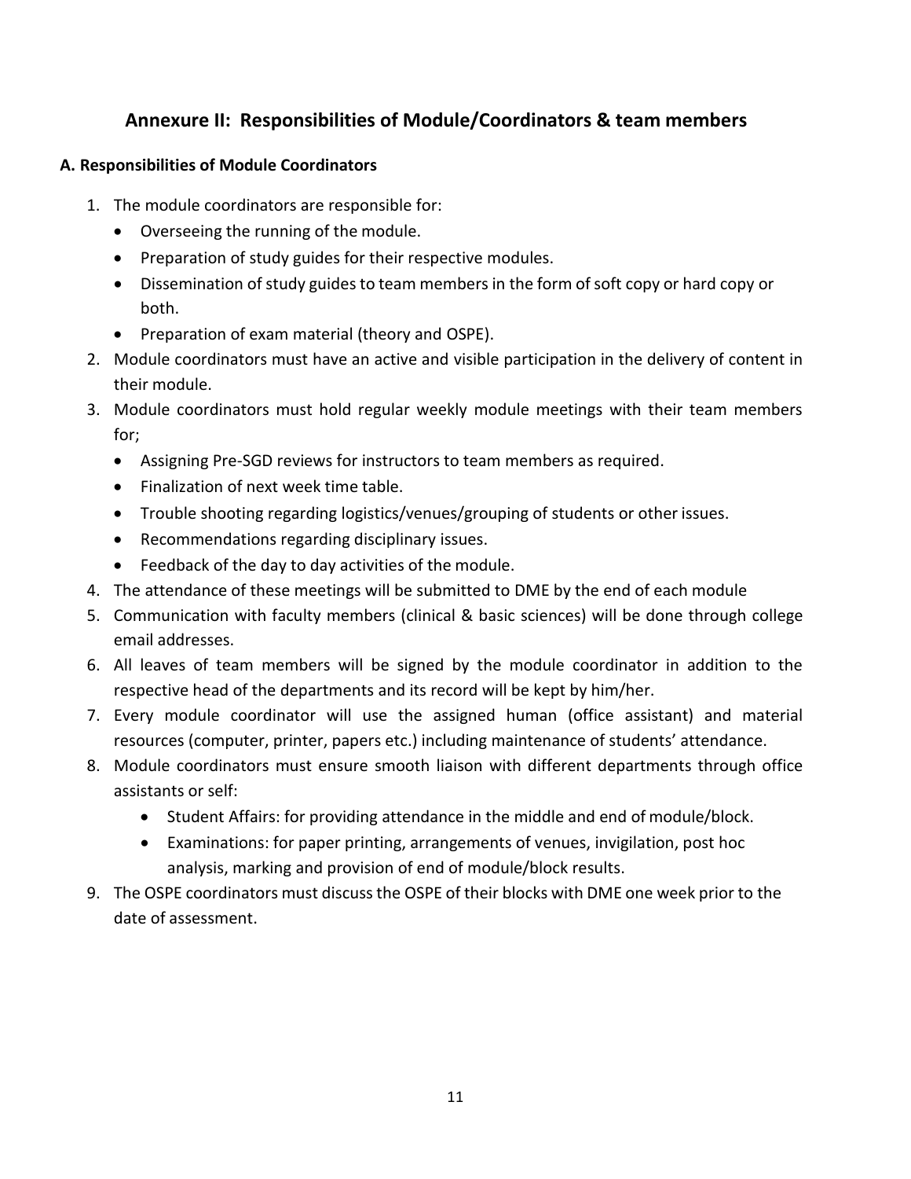## Annexure II: Responsibilities of Module/Coordinators & team members

### A. Responsibilities of Module Coordinators

1. The module coordinators are responsible for:
   - Overseeing the running of the module.
   - Preparation of study guides for their respective modules.
   - Dissemination of study guides to team members in the form of soft copy or hard copy or both.
   - Preparation of exam material (theory and OSPE).
2. Module coordinators must have an active and visible participation in the delivery of content in their module.
3. Module coordinators must hold regular weekly module meetings with their team members for;
   - Assigning Pre-SGD reviews for instructors to team members as required.
   - Finalization of next week time table.
   - Trouble shooting regarding logistics/venues/grouping of students or other issues.
   - Recommendations regarding disciplinary issues.
   - Feedback of the day to day activities of the module.
4. The attendance of these meetings will be submitted to DME by the end of each module
5. Communication with faculty members (clinical & basic sciences) will be done through college email addresses.
6. All leaves of team members will be signed by the module coordinator in addition to the respective head of the departments and its record will be kept by him/her.
7. Every module coordinator will use the assigned human (office assistant) and material resources (computer, printer, papers etc.) including maintenance of students' attendance.
8. Module coordinators must ensure smooth liaison with different departments through office assistants or self:
   - Student Affairs: for providing attendance in the middle and end of module/block.
   - Examinations: for paper printing, arrangements of venues, invigilation, post hoc analysis, marking and provision of end of module/block results.
9. The OSPE coordinators must discuss the OSPE of their blocks with DME one week prior to the date of assessment.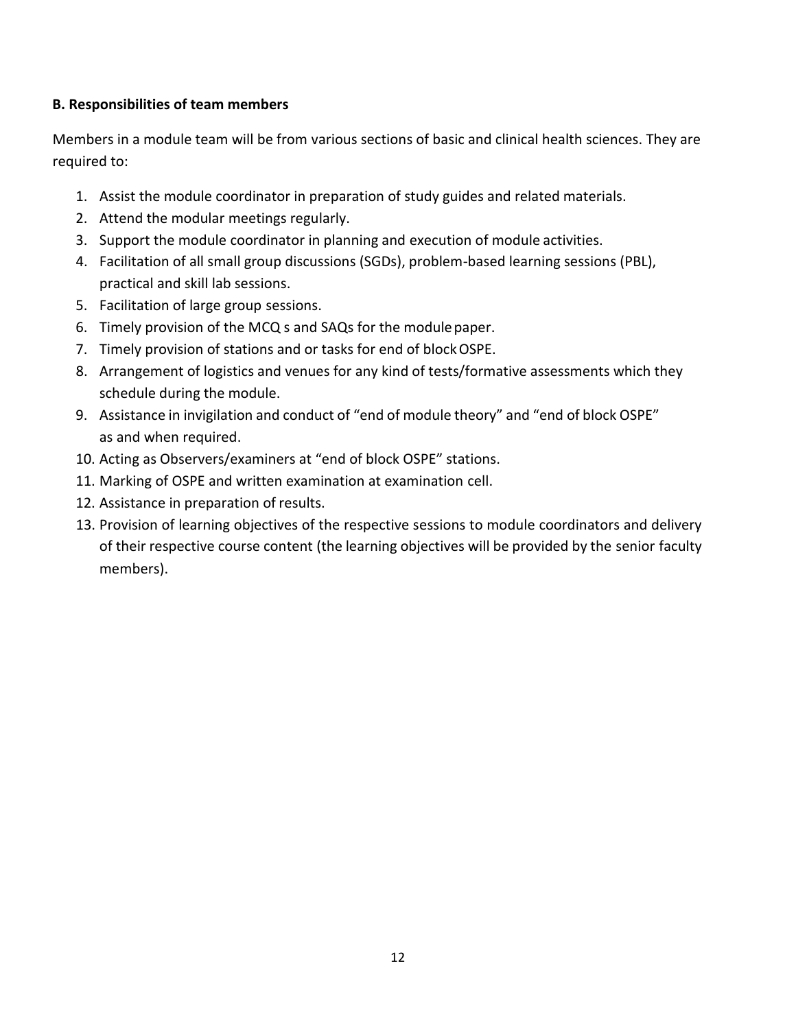**B. Responsibilities of team members**

Members in a module team will be from various sections of basic and clinical health sciences. They are required to:

1. Assist the module coordinator in preparation of study guides and related materials.
2. Attend the modular meetings regularly.
3. Support the module coordinator in planning and execution of module activities.
4. Facilitation of all small group discussions (SGDs), problem-based learning sessions (PBL), practical and skill lab sessions.
5. Facilitation of large group sessions.
6. Timely provision of the MCQ s and SAQs for the module paper.
7. Timely provision of stations and or tasks for end of block OSPE.
8. Arrangement of logistics and venues for any kind of tests/formative assessments which they schedule during the module.
9. Assistance in invigilation and conduct of “end of module theory” and “end of block OSPE” as and when required.
10. Acting as Observers/examiners at “end of block OSPE” stations.
11. Marking of OSPE and written examination at examination cell.
12. Assistance in preparation of results.
13. Provision of learning objectives of the respective sessions to module coordinators and delivery of their respective course content (the learning objectives will be provided by the senior faculty members).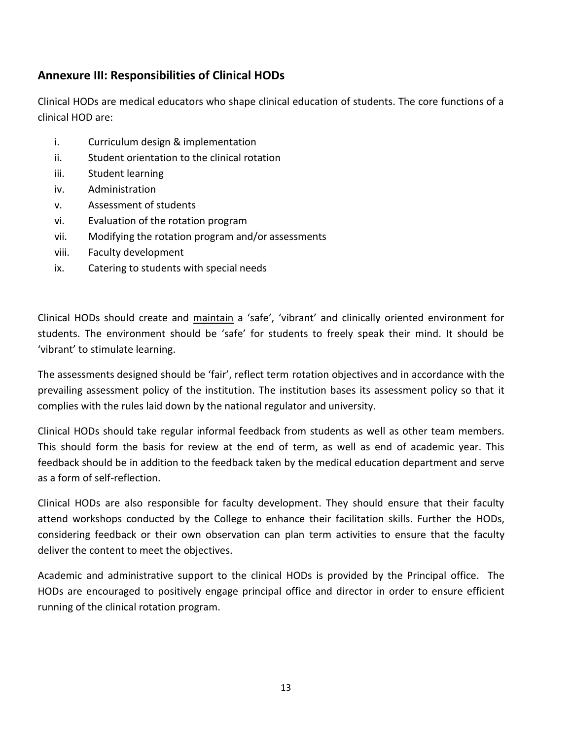## Annexure III: Responsibilities of Clinical HODs

Clinical HODs are medical educators who shape clinical education of students. The core functions of a clinical HOD are:

i. Curriculum design & implementation
ii. Student orientation to the clinical rotation
iii. Student learning
iv. Administration
v. Assessment of students
vi. Evaluation of the rotation program
vii. Modifying the rotation program and/or assessments
viii. Faculty development
ix. Catering to students with special needs

Clinical HODs should create and <u>maintain</u> a 'safe', 'vibrant' and clinically oriented environment for students. The environment should be 'safe' for students to freely speak their mind. It should be 'vibrant' to stimulate learning.

The assessments designed should be 'fair', reflect term rotation objectives and in accordance with the prevailing assessment policy of the institution. The institution bases its assessment policy so that it complies with the rules laid down by the national regulator and university.

Clinical HODs should take regular informal feedback from students as well as other team members. This should form the basis for review at the end of term, as well as end of academic year. This feedback should be in addition to the feedback taken by the medical education department and serve as a form of self-reflection.

Clinical HODs are also responsible for faculty development. They should ensure that their faculty attend workshops conducted by the College to enhance their facilitation skills. Further the HODs, considering feedback or their own observation can plan term activities to ensure that the faculty deliver the content to meet the objectives.

Academic and administrative support to the clinical HODs is provided by the Principal office. The HODs are encouraged to positively engage principal office and director in order to ensure efficient running of the clinical rotation program.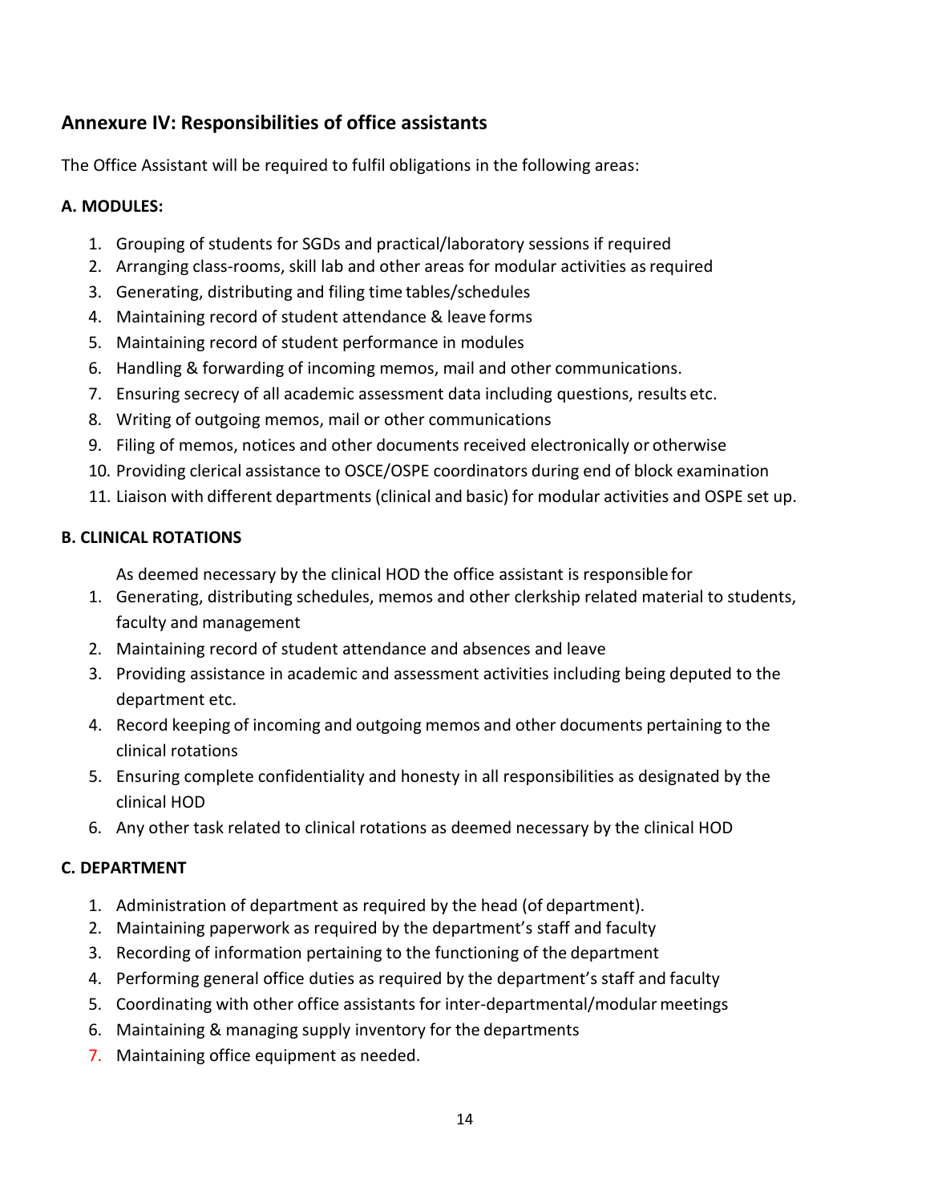## Annexure IV: Responsibilities of office assistants

The Office Assistant will be required to fulfil obligations in the following areas:

**A. MODULES:**

1. Grouping of students for SGDs and practical/laboratory sessions if required
2. Arranging class-rooms, skill lab and other areas for modular activities as required
3. Generating, distributing and filing time tables/schedules
4. Maintaining record of student attendance & leave forms
5. Maintaining record of student performance in modules
6. Handling & forwarding of incoming memos, mail and other communications.
7. Ensuring secrecy of all academic assessment data including questions, results etc.
8. Writing of outgoing memos, mail or other communications
9. Filing of memos, notices and other documents received electronically or otherwise
10. Providing clerical assistance to OSCE/OSPE coordinators during end of block examination
11. Liaison with different departments (clinical and basic) for modular activities and OSPE set up.

**B. CLINICAL ROTATIONS**

As deemed necessary by the clinical HOD the office assistant is responsible for

1. Generating, distributing schedules, memos and other clerkship related material to students, faculty and management
2. Maintaining record of student attendance and absences and leave
3. Providing assistance in academic and assessment activities including being deputed to the department etc.
4. Record keeping of incoming and outgoing memos and other documents pertaining to the clinical rotations
5. Ensuring complete confidentiality and honesty in all responsibilities as designated by the clinical HOD
6. Any other task related to clinical rotations as deemed necessary by the clinical HOD

**C. DEPARTMENT**

1. Administration of department as required by the head (of department).
2. Maintaining paperwork as required by the department's staff and faculty
3. Recording of information pertaining to the functioning of the department
4. Performing general office duties as required by the department's staff and faculty
5. Coordinating with other office assistants for inter-departmental/modular meetings
6. Maintaining & managing supply inventory for the departments
7. Maintaining office equipment as needed.